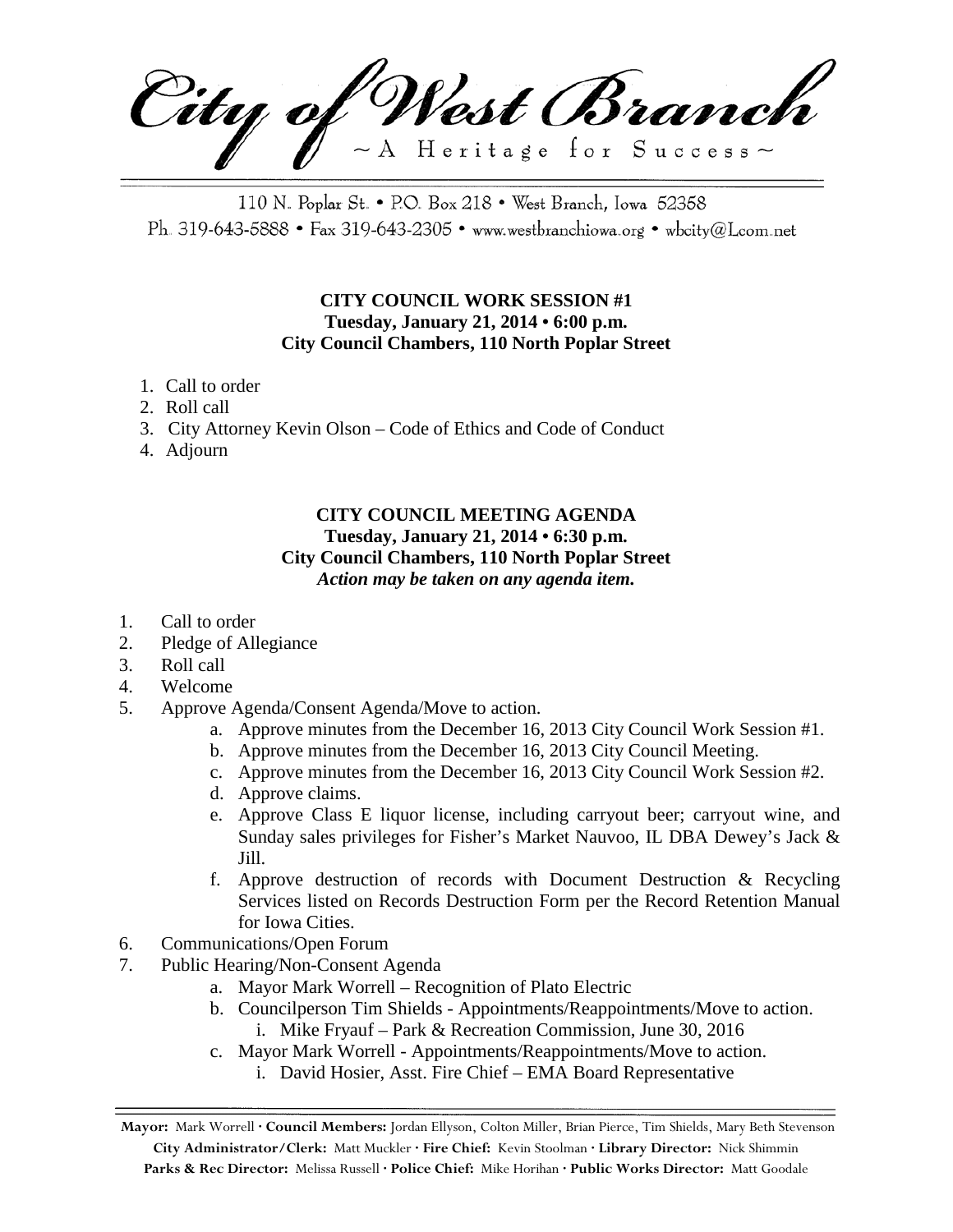# City of West Branch

~A Heritage for Success~

110 N. Poplar St. • P.O. Box 218 • West Branch, Iowa 52358
Ph. 319-643-5888 • Fax 319-643-2305 • www.westbranchiowa.org • wbcity@Lcom.net

**CITY COUNCIL WORK SESSION #1**
**Tuesday, January 21, 2014 • 6:00 p.m.**
**City Council Chambers, 110 North Poplar Street**

1. Call to order
2. Roll call
3. City Attorney Kevin Olson – Code of Ethics and Code of Conduct
4. Adjourn

**CITY COUNCIL MEETING AGENDA**
**Tuesday, January 21, 2014 • 6:30 p.m.**
**City Council Chambers, 110 North Poplar Street**
***Action may be taken on any agenda item.***

1. Call to order
2. Pledge of Allegiance
3. Roll call
4. Welcome
5. Approve Agenda/Consent Agenda/Move to action.
   a. Approve minutes from the December 16, 2013 City Council Work Session #1.
   b. Approve minutes from the December 16, 2013 City Council Meeting.
   c. Approve minutes from the December 16, 2013 City Council Work Session #2.
   d. Approve claims.
   e. Approve Class E liquor license, including carryout beer; carryout wine, and Sunday sales privileges for Fisher's Market Nauvoo, IL DBA Dewey's Jack & Jill.
   f. Approve destruction of records with Document Destruction & Recycling Services listed on Records Destruction Form per the Record Retention Manual for Iowa Cities.
6. Communications/Open Forum
7. Public Hearing/Non-Consent Agenda
   a. Mayor Mark Worrell – Recognition of Plato Electric
   b. Councilperson Tim Shields - Appointments/Reappointments/Move to action.
      i. Mike Fryauf – Park & Recreation Commission, June 30, 2016
   c. Mayor Mark Worrell - Appointments/Reappointments/Move to action.
      i. David Hosier, Asst. Fire Chief – EMA Board Representative

**Mayor:** Mark Worrell · **Council Members:** Jordan Ellyson, Colton Miller, Brian Pierce, Tim Shields, Mary Beth Stevenson
**City Administrator/Clerk:** Matt Muckler · **Fire Chief:** Kevin Stoolman · **Library Director:** Nick Shimmin
**Parks & Rec Director:** Melissa Russell · **Police Chief:** Mike Horihan · **Public Works Director:** Matt Goodale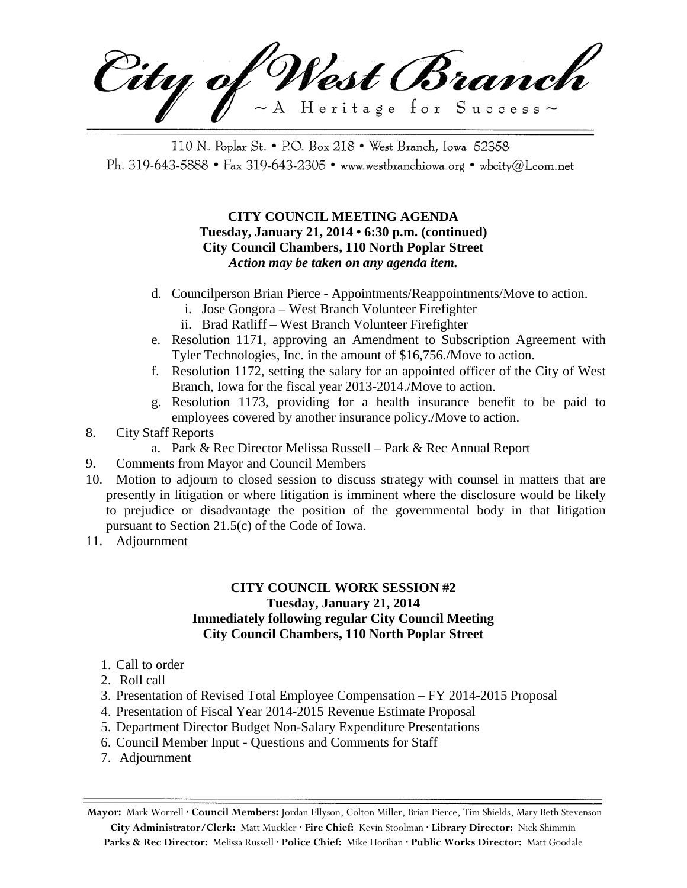City of West Branch

~A Heritage for Success~

110 N. Poplar St. • P.O. Box 218 • West Branch, Iowa 52358
Ph. 319-643-5888 • Fax 319-643-2305 • www.westbranchiowa.org • wbcity@Lcom.net

**CITY COUNCIL MEETING AGENDA**
**Tuesday, January 21, 2014 • 6:30 p.m. (continued)**
**City Council Chambers, 110 North Poplar Street**
***Action may be taken on any agenda item.***

- d. Councilperson Brian Pierce - Appointments/Reappointments/Move to action.
  - i. Jose Gongora – West Branch Volunteer Firefighter
  - ii. Brad Ratliff – West Branch Volunteer Firefighter
- e. Resolution 1171, approving an Amendment to Subscription Agreement with Tyler Technologies, Inc. in the amount of $16,756./Move to action.
- f. Resolution 1172, setting the salary for an appointed officer of the City of West Branch, Iowa for the fiscal year 2013-2014./Move to action.
- g. Resolution 1173, providing for a health insurance benefit to be paid to employees covered by another insurance policy./Move to action.

8. City Staff Reports
   - a. Park & Rec Director Melissa Russell – Park & Rec Annual Report
9. Comments from Mayor and Council Members
10. Motion to adjourn to closed session to discuss strategy with counsel in matters that are presently in litigation or where litigation is imminent where the disclosure would be likely to prejudice or disadvantage the position of the governmental body in that litigation pursuant to Section 21.5(c) of the Code of Iowa.
11. Adjournment

**CITY COUNCIL WORK SESSION #2**
**Tuesday, January 21, 2014**
**Immediately following regular City Council Meeting**
**City Council Chambers, 110 North Poplar Street**

1. Call to order
2. Roll call
3. Presentation of Revised Total Employee Compensation – FY 2014-2015 Proposal
4. Presentation of Fiscal Year 2014-2015 Revenue Estimate Proposal
5. Department Director Budget Non-Salary Expenditure Presentations
6. Council Member Input - Questions and Comments for Staff
7. Adjournment

**Mayor:** Mark Worrell · **Council Members:** Jordan Ellyson, Colton Miller, Brian Pierce, Tim Shields, Mary Beth Stevenson
**City Administrator/Clerk:** Matt Muckler · **Fire Chief:** Kevin Stoolman · **Library Director:** Nick Shimmin
**Parks & Rec Director:** Melissa Russell · **Police Chief:** Mike Horihan · **Public Works Director:** Matt Goodale